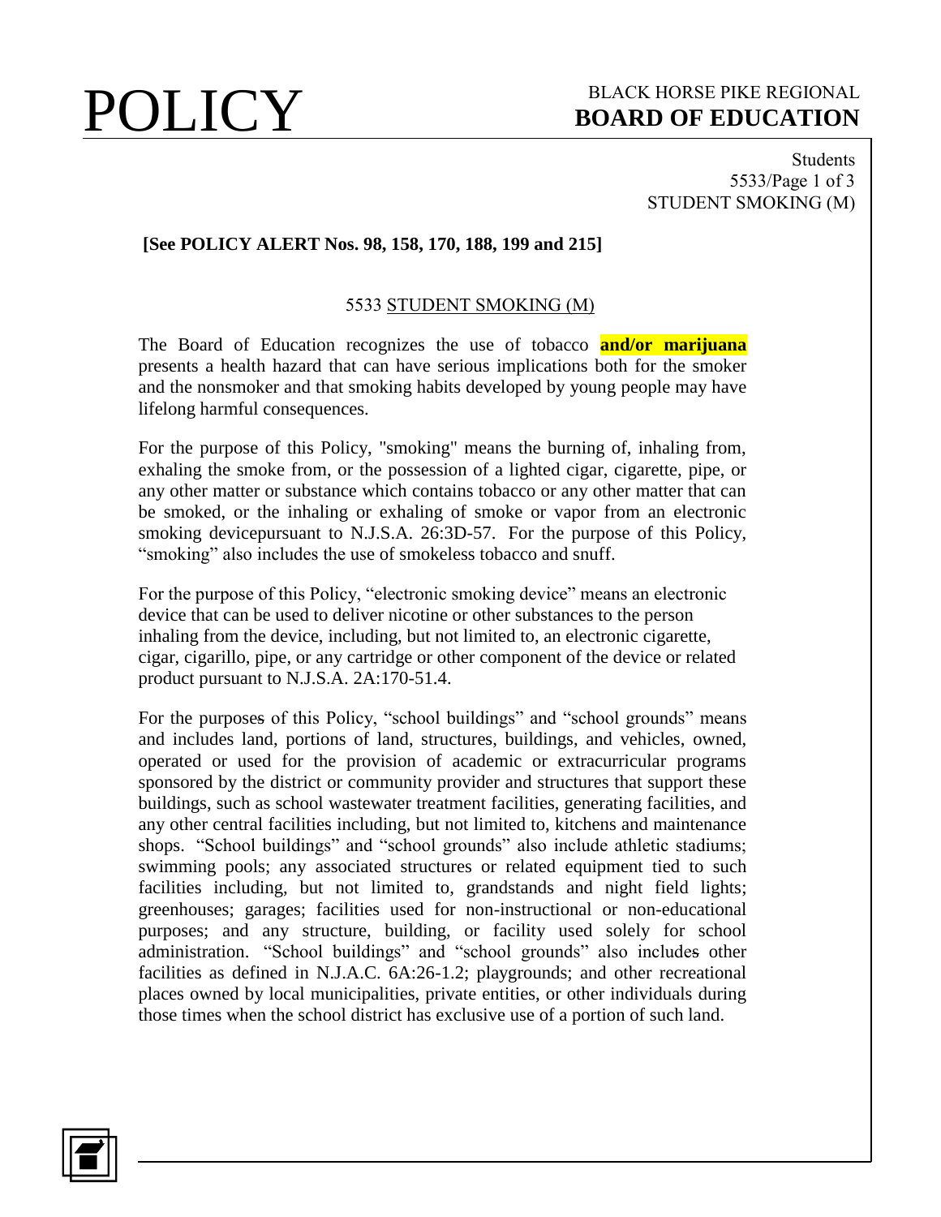# POLICY

BLACK HORSE PIKE REGIONAL
**BOARD OF EDUCATION**

Students
5533/Page 1 of 3
STUDENT SMOKING (M)

**[See POLICY ALERT Nos. 98, 158, 170, 188, 199 and 215]**

## 5533 STUDENT SMOKING (M)

The Board of Education recognizes the use of tobacco **and/or marijuana** presents a health hazard that can have serious implications both for the smoker and the nonsmoker and that smoking habits developed by young people may have lifelong harmful consequences.

For the purpose of this Policy, "smoking" means the burning of, inhaling from, exhaling the smoke from, or the possession of a lighted cigar, cigarette, pipe, or any other matter or substance which contains tobacco or any other matter that can be smoked, or the inhaling or exhaling of smoke or vapor from an electronic smoking devicepursuant to N.J.S.A. 26:3D-57. For the purpose of this Policy, "smoking" also includes the use of smokeless tobacco and snuff.

For the purpose of this Policy, "electronic smoking device" means an electronic device that can be used to deliver nicotine or other substances to the person inhaling from the device, including, but not limited to, an electronic cigarette, cigar, cigarillo, pipe, or any cartridge or other component of the device or related product pursuant to N.J.S.A. 2A:170-51.4.

For the purposes of this Policy, "school buildings" and "school grounds" means and includes land, portions of land, structures, buildings, and vehicles, owned, operated or used for the provision of academic or extracurricular programs sponsored by the district or community provider and structures that support these buildings, such as school wastewater treatment facilities, generating facilities, and any other central facilities including, but not limited to, kitchens and maintenance shops. "School buildings" and "school grounds" also include athletic stadiums; swimming pools; any associated structures or related equipment tied to such facilities including, but not limited to, grandstands and night field lights; greenhouses; garages; facilities used for non-instructional or non-educational purposes; and any structure, building, or facility used solely for school administration. "School buildings" and "school grounds" also includes other facilities as defined in N.J.A.C. 6A:26-1.2; playgrounds; and other recreational places owned by local municipalities, private entities, or other individuals during those times when the school district has exclusive use of a portion of such land.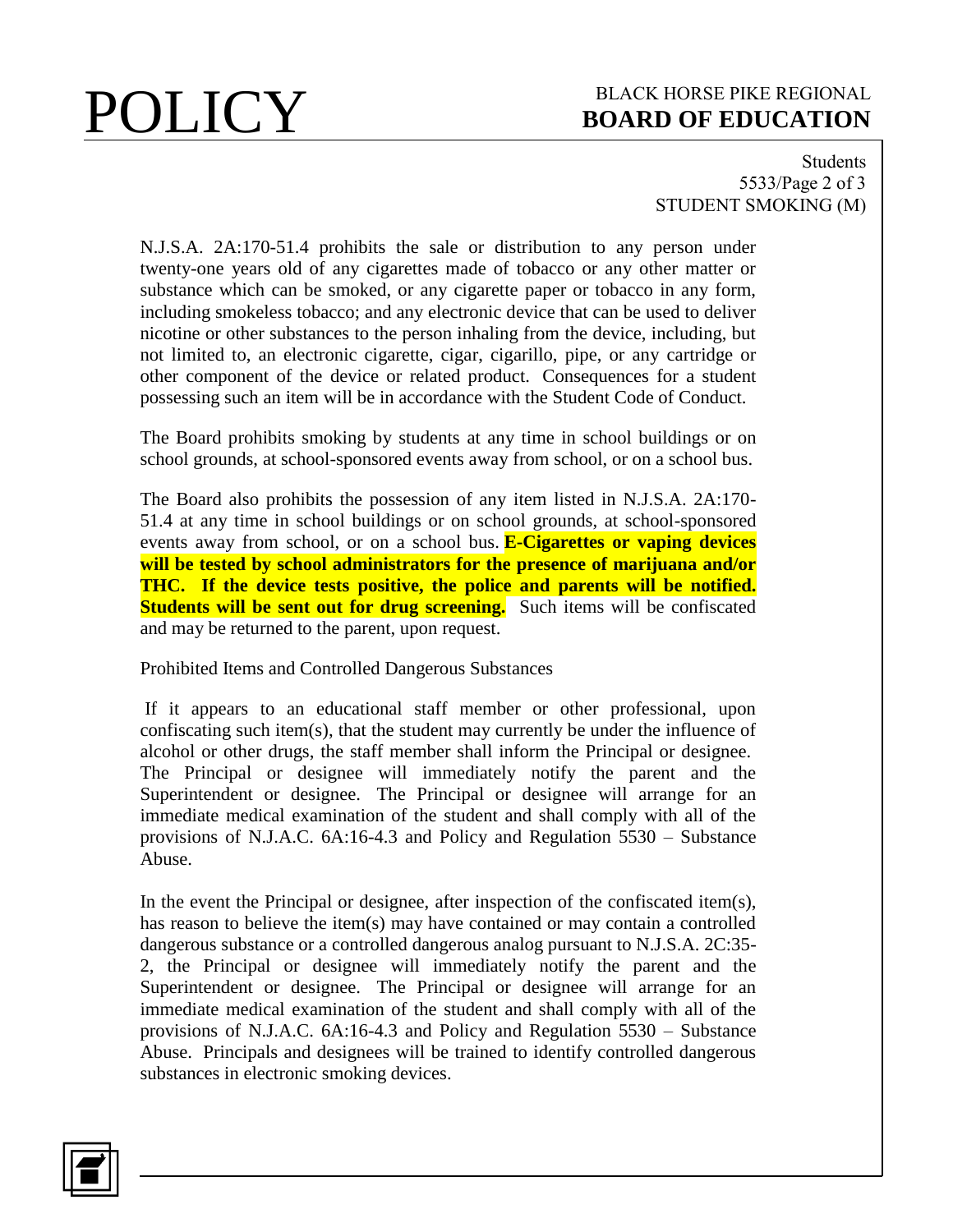N.J.S.A. 2A:170-51.4 prohibits the sale or distribution to any person under twenty-one years old of any cigarettes made of tobacco or any other matter or substance which can be smoked, or any cigarette paper or tobacco in any form, including smokeless tobacco; and any electronic device that can be used to deliver nicotine or other substances to the person inhaling from the device, including, but not limited to, an electronic cigarette, cigar, cigarillo, pipe, or any cartridge or other component of the device or related product. Consequences for a student possessing such an item will be in accordance with the Student Code of Conduct.

The Board prohibits smoking by students at any time in school buildings or on school grounds, at school-sponsored events away from school, or on a school bus.

The Board also prohibits the possession of any item listed in N.J.S.A. 2A:170-51.4 at any time in school buildings or on school grounds, at school-sponsored events away from school, or on a school bus. **E-Cigarettes or vaping devices will be tested by school administrators for the presence of marijuana and/or THC. If the device tests positive, the police and parents will be notified. Students will be sent out for drug screening.** Such items will be confiscated and may be returned to the parent, upon request.

Prohibited Items and Controlled Dangerous Substances

If it appears to an educational staff member or other professional, upon confiscating such item(s), that the student may currently be under the influence of alcohol or other drugs, the staff member shall inform the Principal or designee. The Principal or designee will immediately notify the parent and the Superintendent or designee. The Principal or designee will arrange for an immediate medical examination of the student and shall comply with all of the provisions of N.J.A.C. 6A:16-4.3 and Policy and Regulation 5530 – Substance Abuse.

In the event the Principal or designee, after inspection of the confiscated item(s), has reason to believe the item(s) may have contained or may contain a controlled dangerous substance or a controlled dangerous analog pursuant to N.J.S.A. 2C:35-2, the Principal or designee will immediately notify the parent and the Superintendent or designee. The Principal or designee will arrange for an immediate medical examination of the student and shall comply with all of the provisions of N.J.A.C. 6A:16-4.3 and Policy and Regulation 5530 – Substance Abuse. Principals and designees will be trained to identify controlled dangerous substances in electronic smoking devices.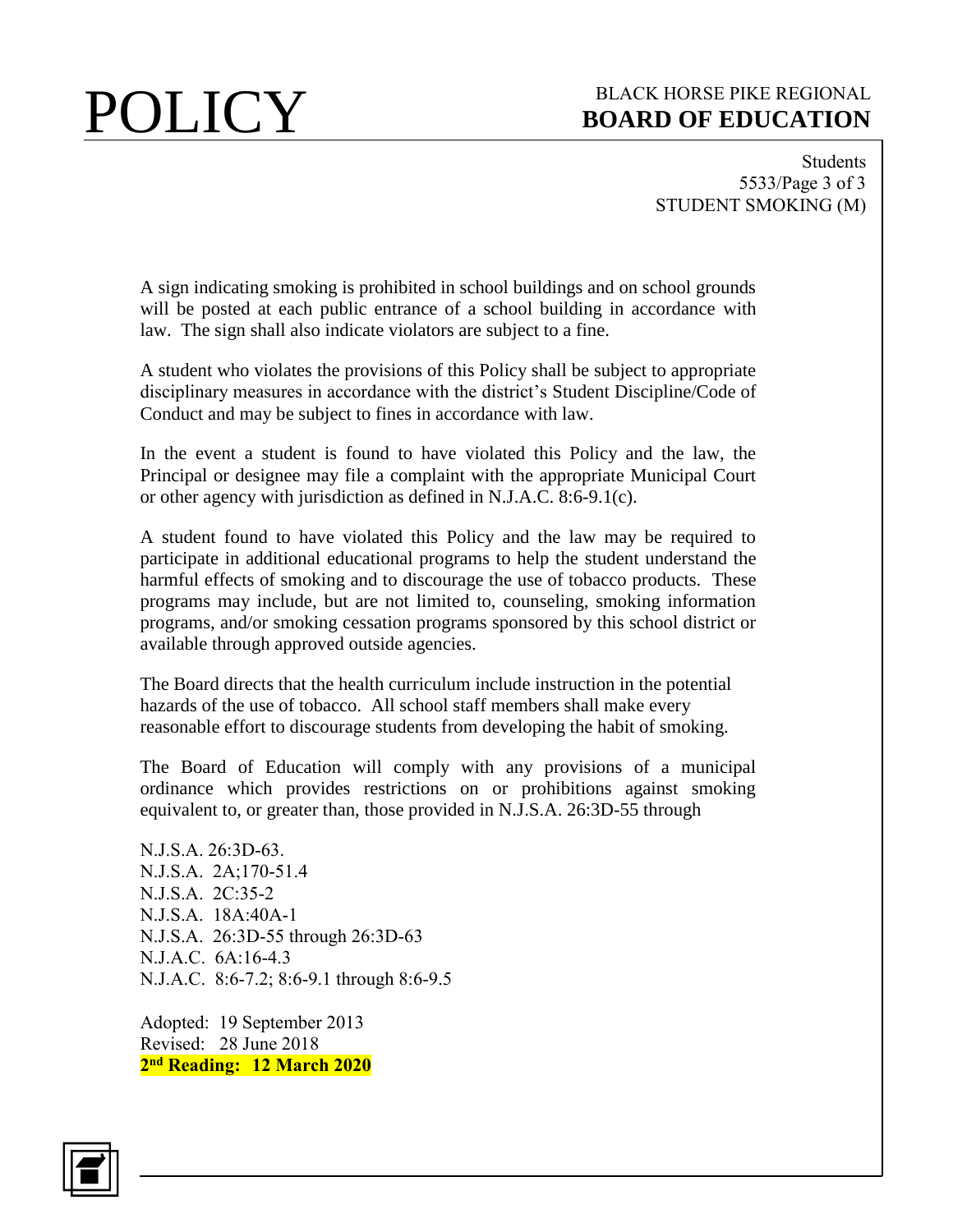A sign indicating smoking is prohibited in school buildings and on school grounds will be posted at each public entrance of a school building in accordance with law. The sign shall also indicate violators are subject to a fine.

A student who violates the provisions of this Policy shall be subject to appropriate disciplinary measures in accordance with the district's Student Discipline/Code of Conduct and may be subject to fines in accordance with law.

In the event a student is found to have violated this Policy and the law, the Principal or designee may file a complaint with the appropriate Municipal Court or other agency with jurisdiction as defined in N.J.A.C. 8:6-9.1(c).

A student found to have violated this Policy and the law may be required to participate in additional educational programs to help the student understand the harmful effects of smoking and to discourage the use of tobacco products. These programs may include, but are not limited to, counseling, smoking information programs, and/or smoking cessation programs sponsored by this school district or available through approved outside agencies.

The Board directs that the health curriculum include instruction in the potential hazards of the use of tobacco. All school staff members shall make every reasonable effort to discourage students from developing the habit of smoking.

The Board of Education will comply with any provisions of a municipal ordinance which provides restrictions on or prohibitions against smoking equivalent to, or greater than, those provided in N.J.S.A. 26:3D-55 through

N.J.S.A. 26:3D-63.
N.J.S.A. 2A;170-51.4
N.J.S.A. 2C:35-2
N.J.S.A. 18A:40A-1
N.J.S.A. 26:3D-55 through 26:3D-63
N.J.A.C. 6A:16-4.3
N.J.A.C. 8:6-7.2; 8:6-9.1 through 8:6-9.5

Adopted: 19 September 2013
Revised: 28 June 2018
**2nd Reading: 12 March 2020**